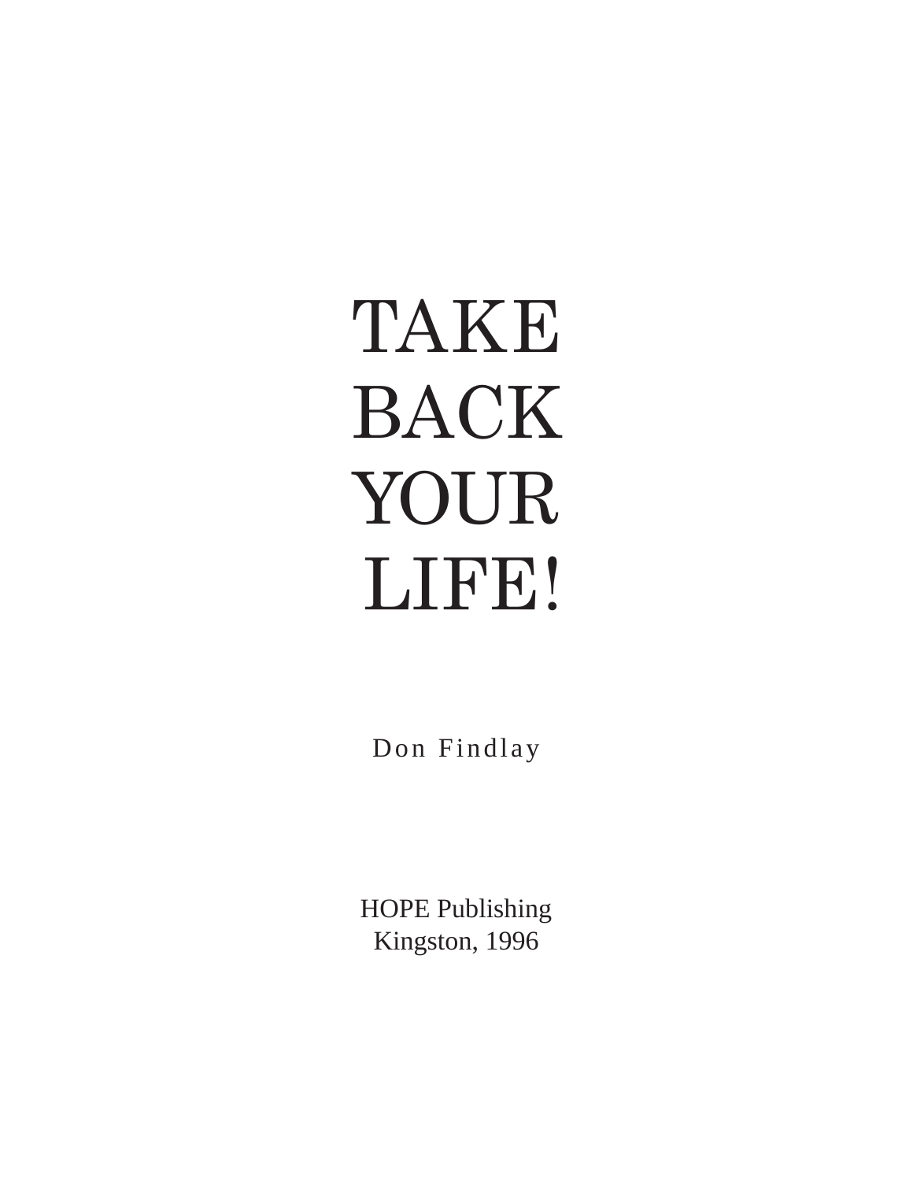# TAKE BACK YOUR LIFE!

Don Findlay

HOPE Publishing
Kingston, 1996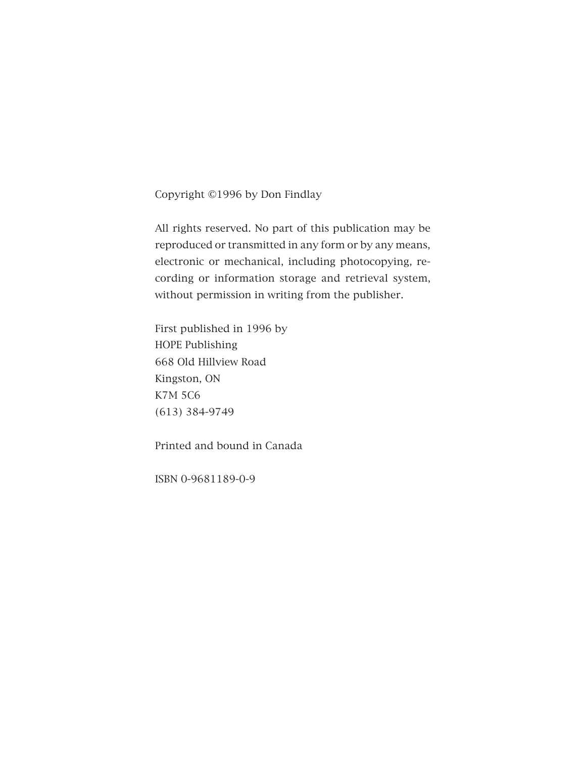Copyright ©1996 by Don Findlay

All rights reserved. No part of this publication may be reproduced or transmitted in any form or by any means, electronic or mechanical, including photocopying, recording or information storage and retrieval system, without permission in writing from the publisher.

First published in 1996 by
HOPE Publishing
668 Old Hillview Road
Kingston, ON
K7M 5C6
(613) 384-9749

Printed and bound in Canada

ISBN 0-9681189-0-9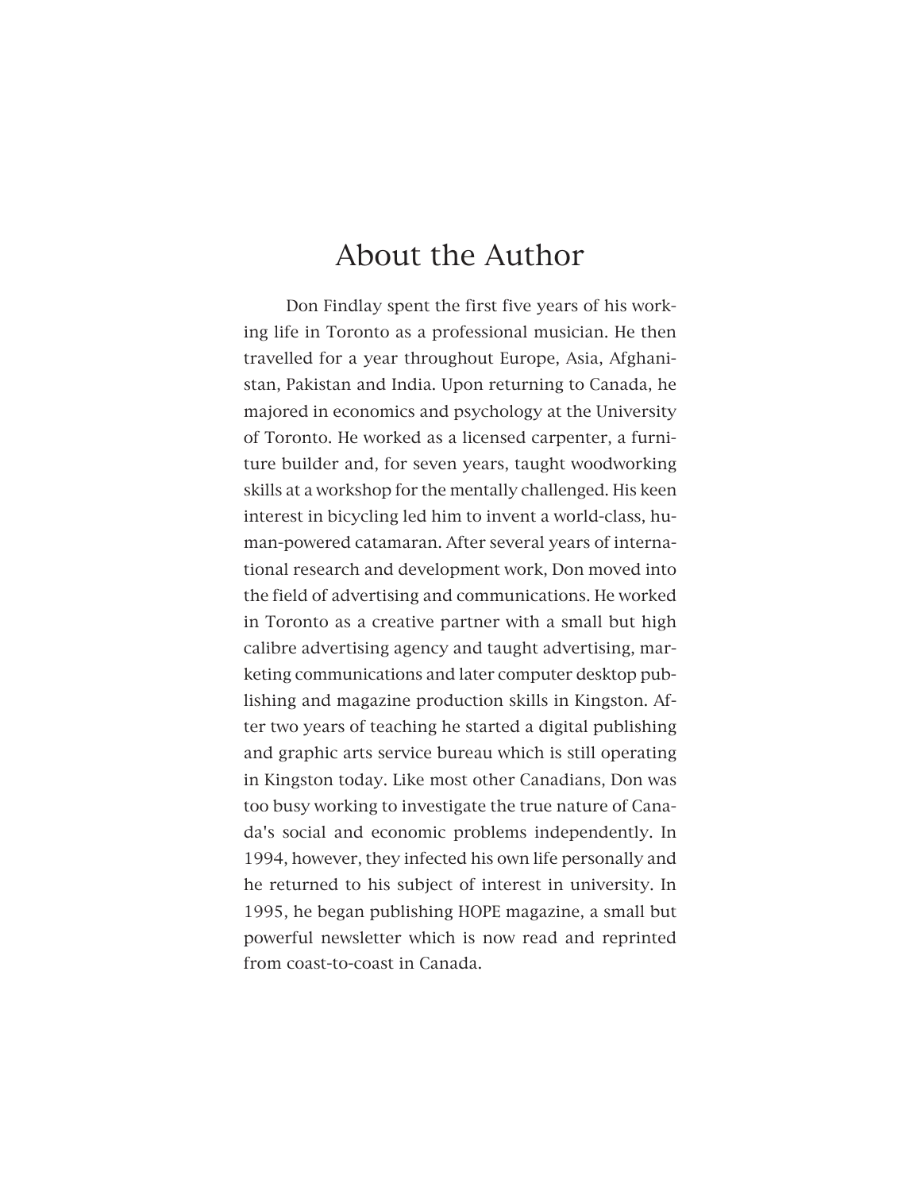# About the Author

Don Findlay spent the first five years of his working life in Toronto as a professional musician. He then travelled for a year throughout Europe, Asia, Afghanistan, Pakistan and India. Upon returning to Canada, he majored in economics and psychology at the University of Toronto. He worked as a licensed carpenter, a furniture builder and, for seven years, taught woodworking skills at a workshop for the mentally challenged. His keen interest in bicycling led him to invent a world-class, human-powered catamaran. After several years of international research and development work, Don moved into the field of advertising and communications. He worked in Toronto as a creative partner with a small but high calibre advertising agency and taught advertising, marketing communications and later computer desktop publishing and magazine production skills in Kingston. After two years of teaching he started a digital publishing and graphic arts service bureau which is still operating in Kingston today. Like most other Canadians, Don was too busy working to investigate the true nature of Canada's social and economic problems independently. In 1994, however, they infected his own life personally and he returned to his subject of interest in university. In 1995, he began publishing HOPE magazine, a small but powerful newsletter which is now read and reprinted from coast-to-coast in Canada.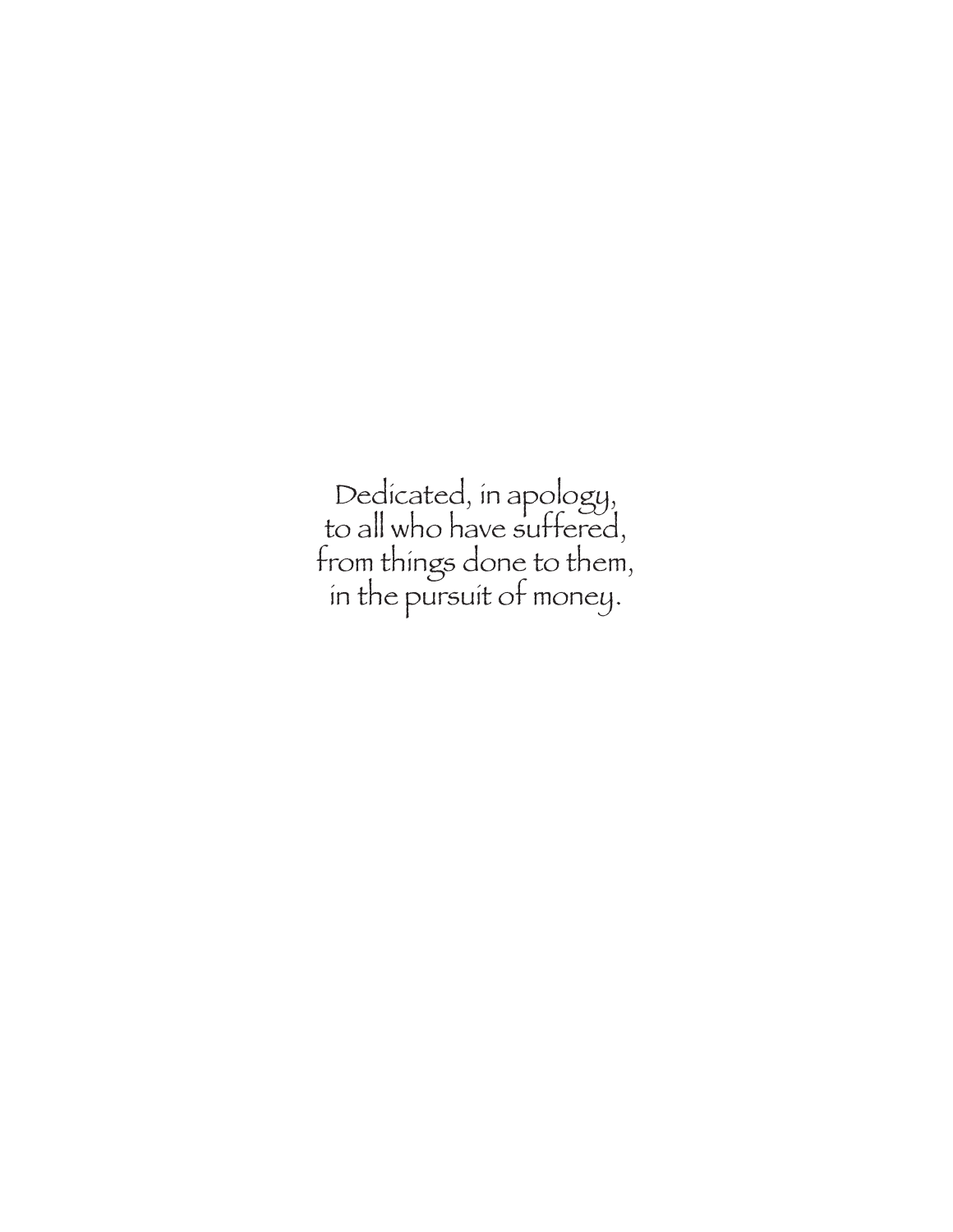Dedicated, in apology,
to all who have suffered,
from things done to them,
in the pursuit of money.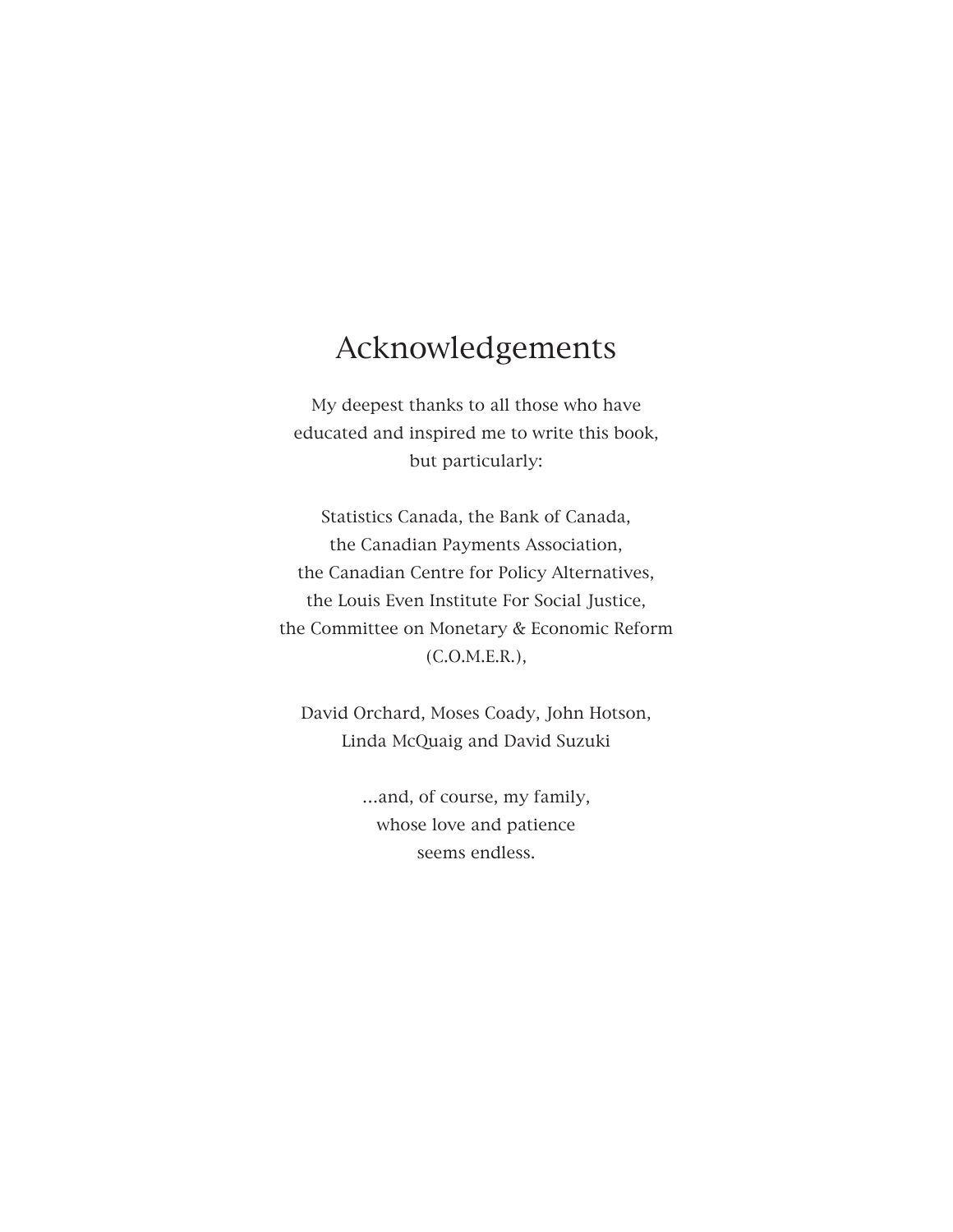# Acknowledgements

My deepest thanks to all those who have educated and inspired me to write this book, but particularly:

Statistics Canada, the Bank of Canada, the Canadian Payments Association, the Canadian Centre for Policy Alternatives, the Louis Even Institute For Social Justice, the Committee on Monetary & Economic Reform (C.O.M.E.R.),

David Orchard, Moses Coady, John Hotson, Linda McQuaig and David Suzuki

...and, of course, my family, whose love and patience seems endless.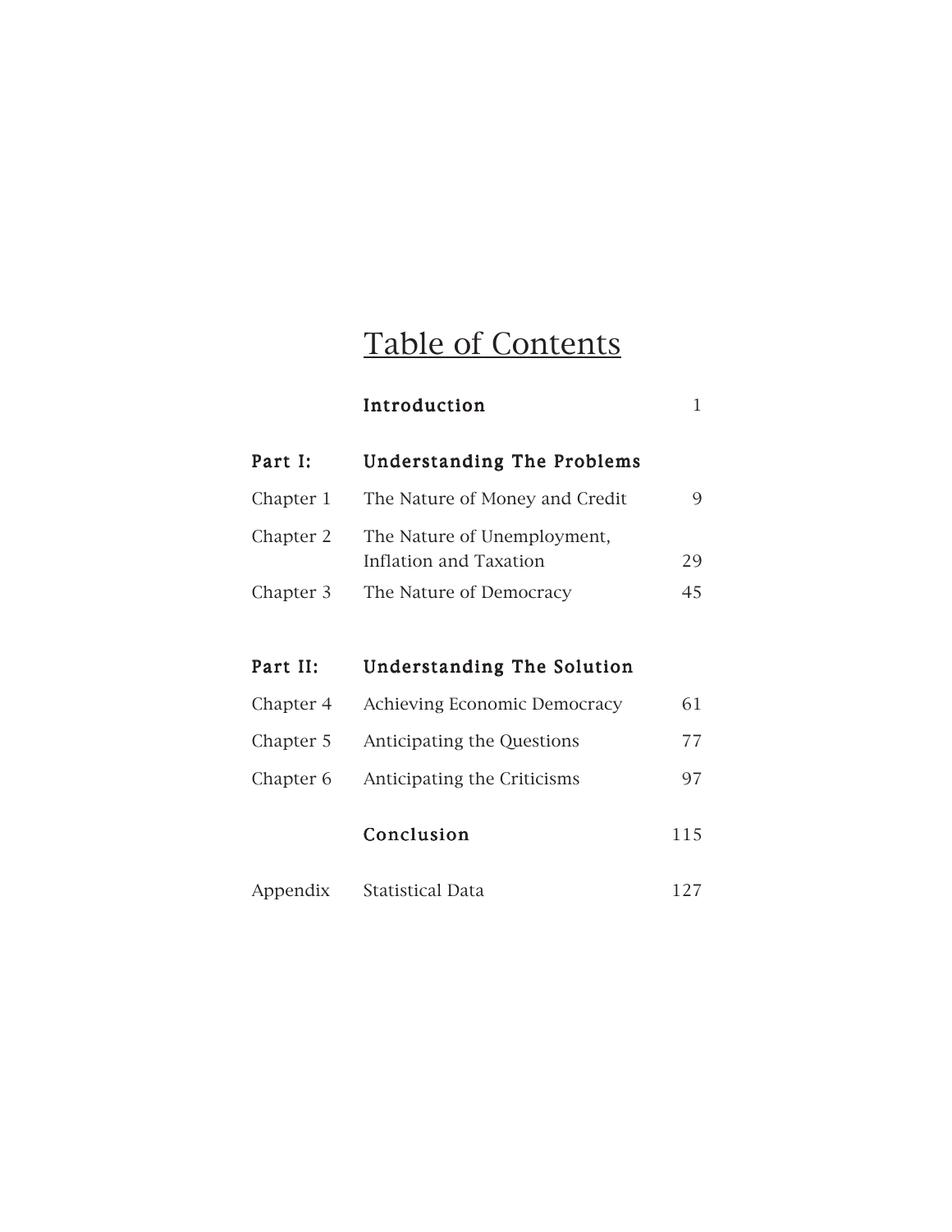# Table of Contents

| | | |
|---|---|---|
| | **Introduction** | 1 |
| **Part I:** | **Understanding The Problems** | |
| Chapter 1 | The Nature of Money and Credit | 9 |
| Chapter 2 | The Nature of Unemployment, Inflation and Taxation | 29 |
| Chapter 3 | The Nature of Democracy | 45 |
| **Part II:** | **Understanding The Solution** | |
| Chapter 4 | Achieving Economic Democracy | 61 |
| Chapter 5 | Anticipating the Questions | 77 |
| Chapter 6 | Anticipating the Criticisms | 97 |
| | **Conclusion** | 115 |
| Appendix | Statistical Data | 127 |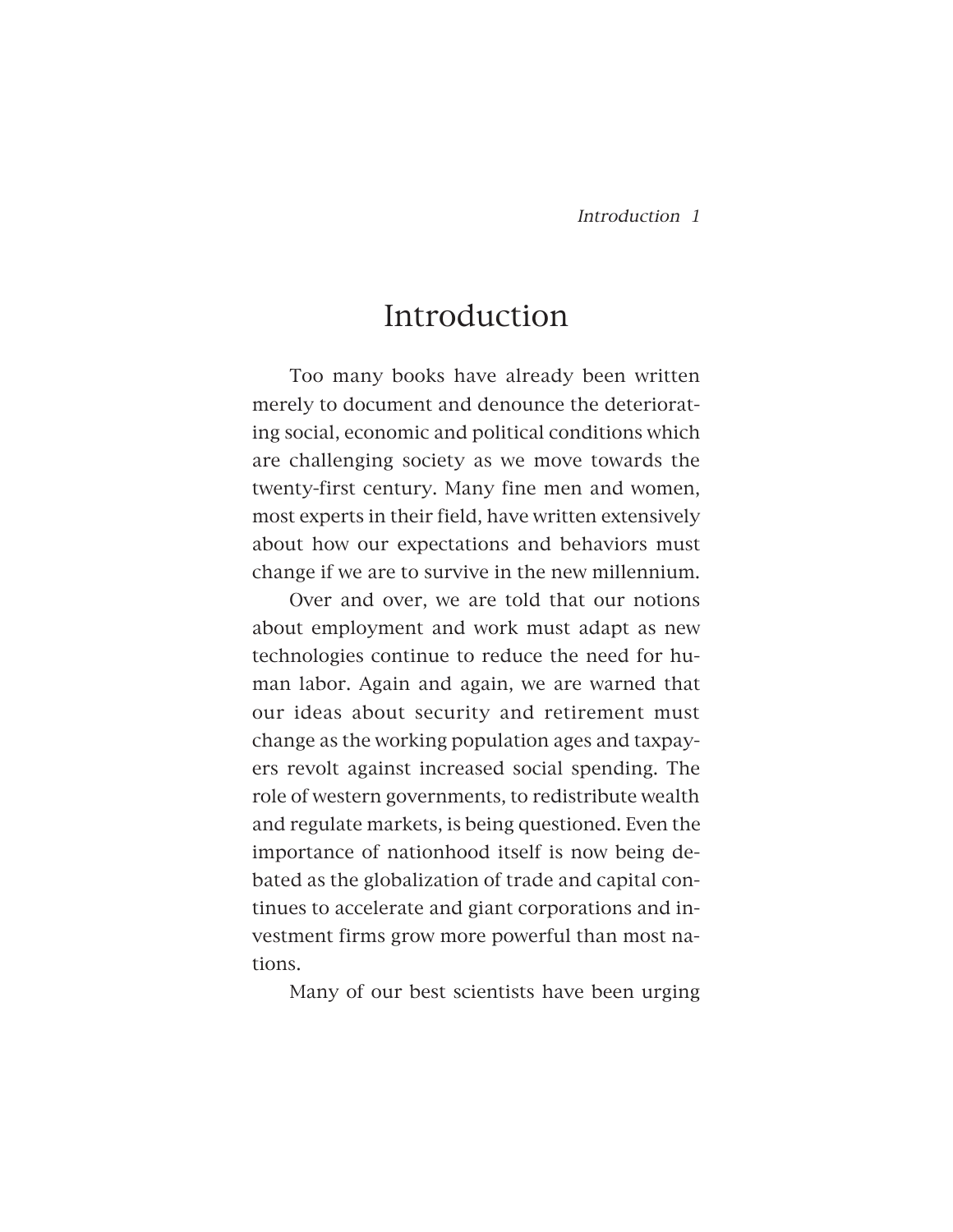# Introduction

Too many books have already been written merely to document and denounce the deteriorating social, economic and political conditions which are challenging society as we move towards the twenty-first century. Many fine men and women, most experts in their field, have written extensively about how our expectations and behaviors must change if we are to survive in the new millennium.

Over and over, we are told that our notions about employment and work must adapt as new technologies continue to reduce the need for human labor. Again and again, we are warned that our ideas about security and retirement must change as the working population ages and taxpayers revolt against increased social spending. The role of western governments, to redistribute wealth and regulate markets, is being questioned. Even the importance of nationhood itself is now being debated as the globalization of trade and capital continues to accelerate and giant corporations and investment firms grow more powerful than most nations.

Many of our best scientists have been urging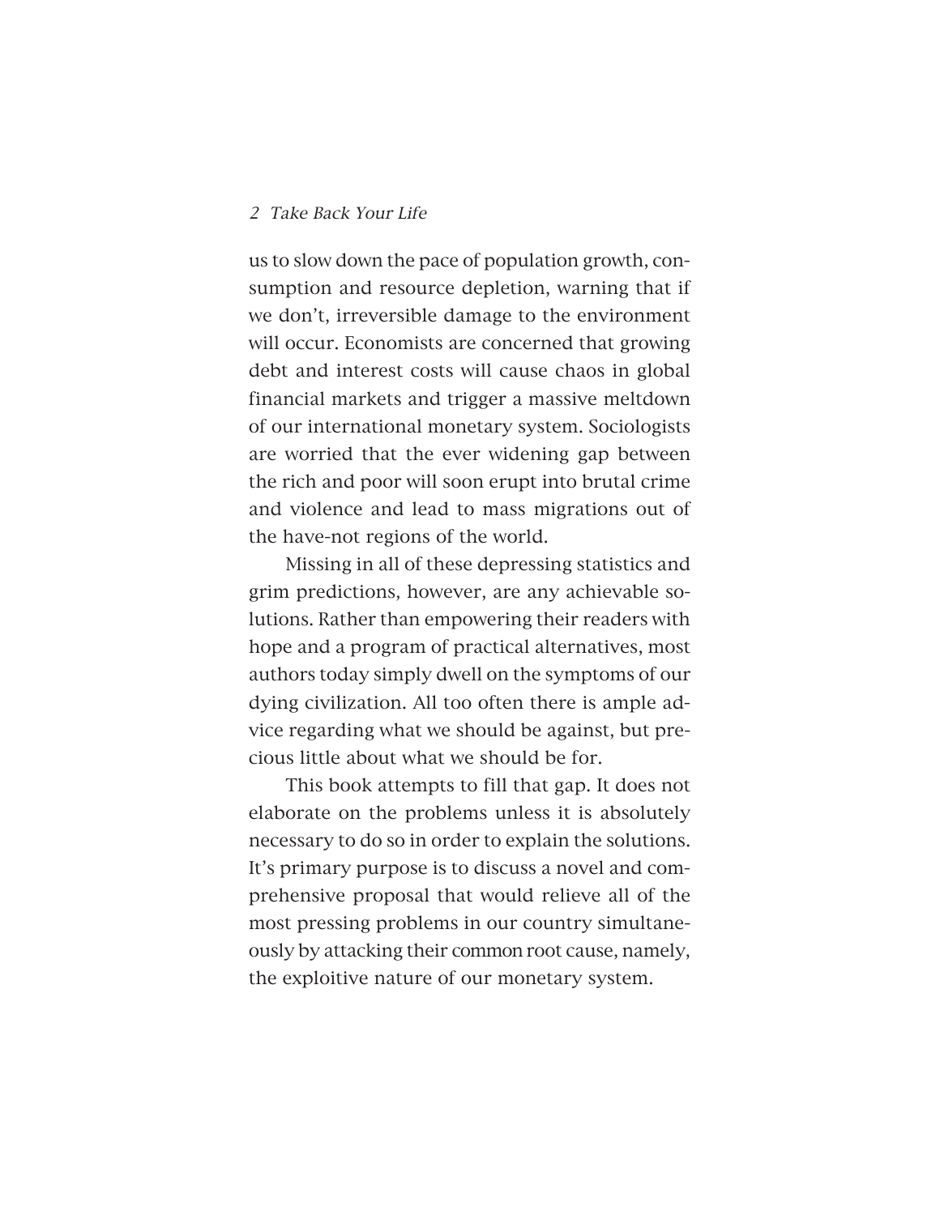us to slow down the pace of population growth, consumption and resource depletion, warning that if we don't, irreversible damage to the environment will occur. Economists are concerned that growing debt and interest costs will cause chaos in global financial markets and trigger a massive meltdown of our international monetary system. Sociologists are worried that the ever widening gap between the rich and poor will soon erupt into brutal crime and violence and lead to mass migrations out of the have-not regions of the world.

Missing in all of these depressing statistics and grim predictions, however, are any achievable solutions. Rather than empowering their readers with hope and a program of practical alternatives, most authors today simply dwell on the symptoms of our dying civilization. All too often there is ample advice regarding what we should be against, but precious little about what we should be for.

This book attempts to fill that gap. It does not elaborate on the problems unless it is absolutely necessary to do so in order to explain the solutions. It's primary purpose is to discuss a novel and comprehensive proposal that would relieve all of the most pressing problems in our country simultaneously by attacking their common root cause, namely, the exploitive nature of our monetary system.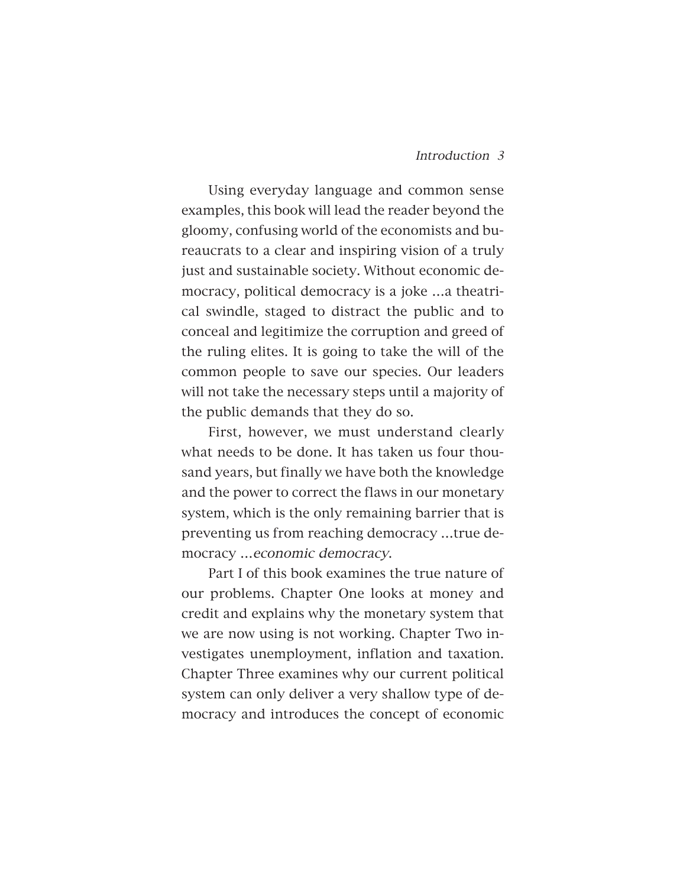Using everyday language and common sense examples, this book will lead the reader beyond the gloomy, confusing world of the economists and bureaucrats to a clear and inspiring vision of a truly just and sustainable society. Without economic democracy, political democracy is a joke ...a theatrical swindle, staged to distract the public and to conceal and legitimize the corruption and greed of the ruling elites. It is going to take the will of the common people to save our species. Our leaders will not take the necessary steps until a majority of the public demands that they do so.

First, however, we must understand clearly what needs to be done. It has taken us four thousand years, but finally we have both the knowledge and the power to correct the flaws in our monetary system, which is the only remaining barrier that is preventing us from reaching democracy ...true democracy ...*economic democracy*.

Part I of this book examines the true nature of our problems. Chapter One looks at money and credit and explains why the monetary system that we are now using is not working. Chapter Two investigates unemployment, inflation and taxation. Chapter Three examines why our current political system can only deliver a very shallow type of democracy and introduces the concept of economic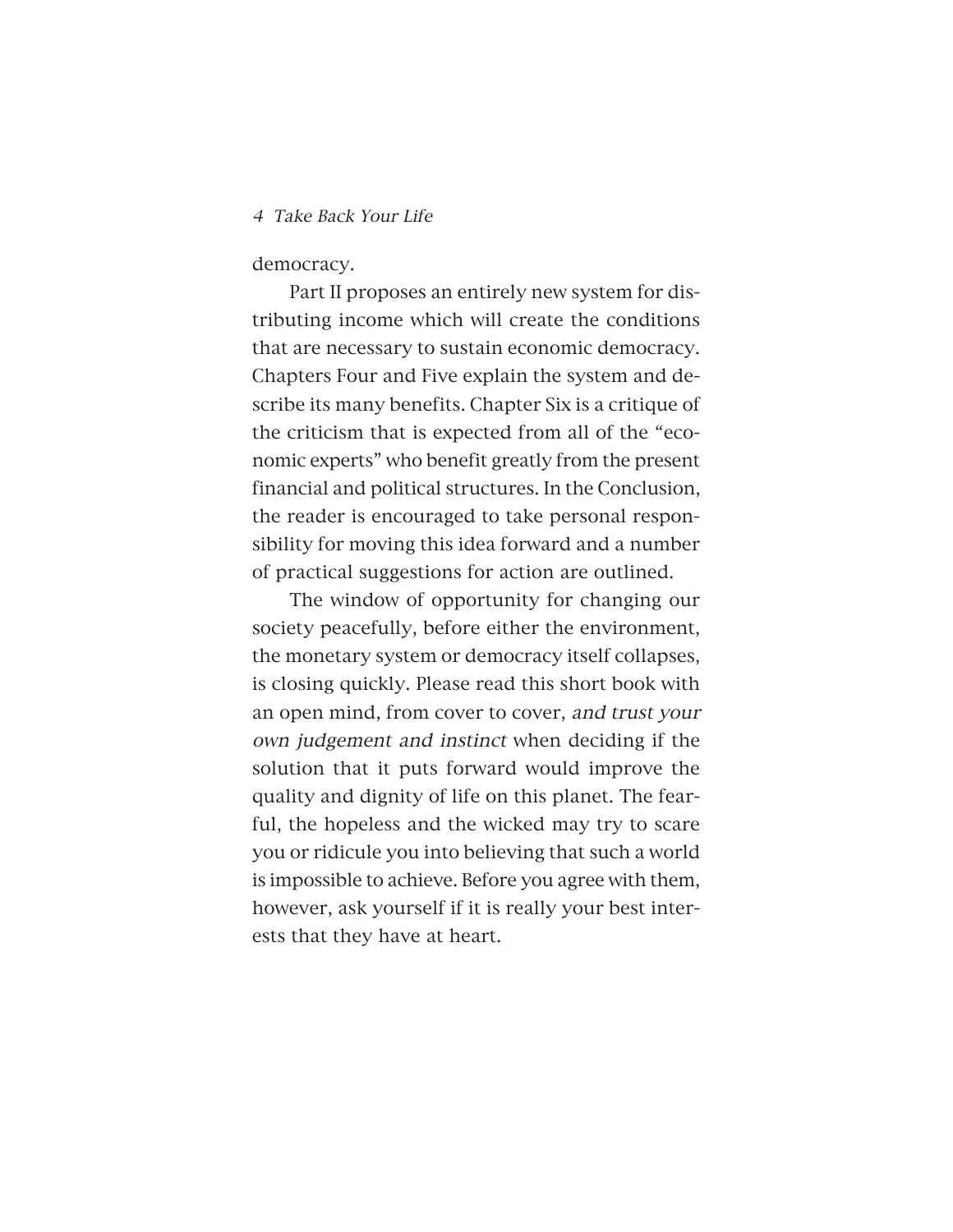democracy.

Part II proposes an entirely new system for distributing income which will create the conditions that are necessary to sustain economic democracy. Chapters Four and Five explain the system and describe its many benefits. Chapter Six is a critique of the criticism that is expected from all of the "economic experts" who benefit greatly from the present financial and political structures. In the Conclusion, the reader is encouraged to take personal responsibility for moving this idea forward and a number of practical suggestions for action are outlined.

The window of opportunity for changing our society peacefully, before either the environment, the monetary system or democracy itself collapses, is closing quickly. Please read this short book with an open mind, from cover to cover, *and trust your own judgement and instinct* when deciding if the solution that it puts forward would improve the quality and dignity of life on this planet. The fearful, the hopeless and the wicked may try to scare you or ridicule you into believing that such a world is impossible to achieve. Before you agree with them, however, ask yourself if it is really your best interests that they have at heart.